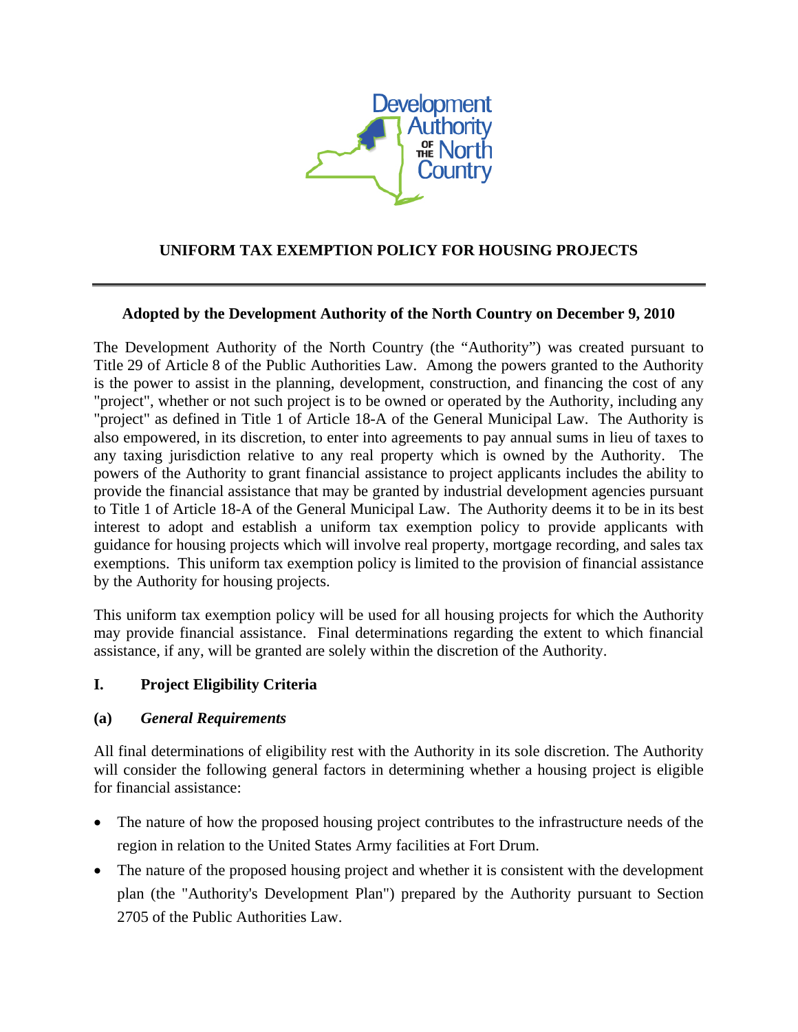# UNIFORM TAX EXEMPTION POLICY FOR HOUSING PROJECTS

---

**Adopted by the Development Authority of the North Country on December 9, 2010**

The Development Authority of the North Country (the "Authority") was created pursuant to Title 29 of Article 8 of the Public Authorities Law. Among the powers granted to the Authority is the power to assist in the planning, development, construction, and financing the cost of any "project", whether or not such project is to be owned or operated by the Authority, including any "project" as defined in Title 1 of Article 18-A of the General Municipal Law. The Authority is also empowered, in its discretion, to enter into agreements to pay annual sums in lieu of taxes to any taxing jurisdiction relative to any real property which is owned by the Authority. The powers of the Authority to grant financial assistance to project applicants includes the ability to provide the financial assistance that may be granted by industrial development agencies pursuant to Title 1 of Article 18-A of the General Municipal Law. The Authority deems it to be in its best interest to adopt and establish a uniform tax exemption policy to provide applicants with guidance for housing projects which will involve real property, mortgage recording, and sales tax exemptions. This uniform tax exemption policy is limited to the provision of financial assistance by the Authority for housing projects.

This uniform tax exemption policy will be used for all housing projects for which the Authority may provide financial assistance. Final determinations regarding the extent to which financial assistance, if any, will be granted are solely within the discretion of the Authority.

## I. Project Eligibility Criteria

### (a) *General Requirements*

All final determinations of eligibility rest with the Authority in its sole discretion. The Authority will consider the following general factors in determining whether a housing project is eligible for financial assistance:

- The nature of how the proposed housing project contributes to the infrastructure needs of the region in relation to the United States Army facilities at Fort Drum.
- The nature of the proposed housing project and whether it is consistent with the development plan (the "Authority's Development Plan") prepared by the Authority pursuant to Section 2705 of the Public Authorities Law.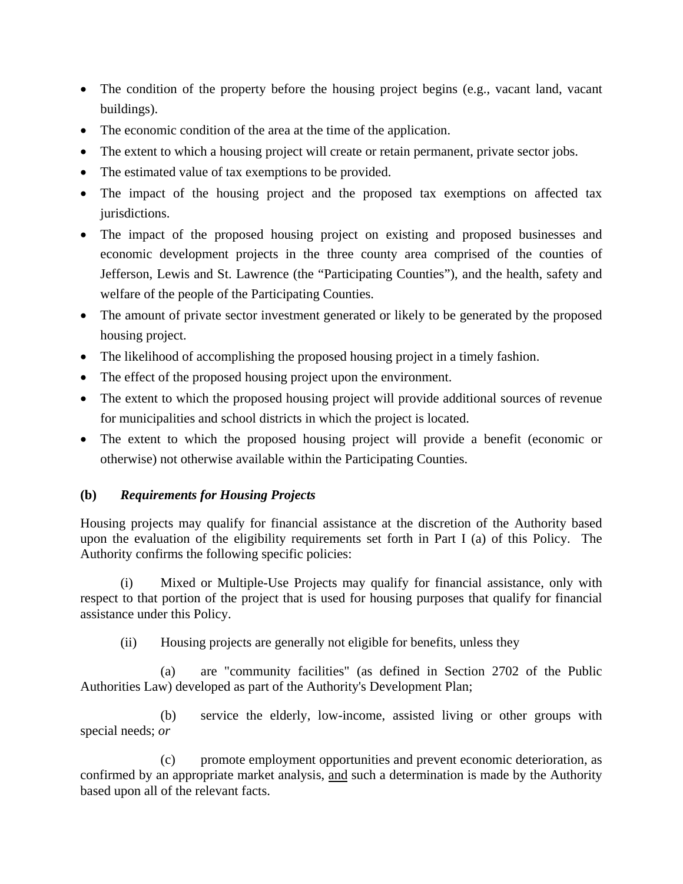- The condition of the property before the housing project begins (e.g., vacant land, vacant buildings).
- The economic condition of the area at the time of the application.
- The extent to which a housing project will create or retain permanent, private sector jobs.
- The estimated value of tax exemptions to be provided.
- The impact of the housing project and the proposed tax exemptions on affected tax jurisdictions.
- The impact of the proposed housing project on existing and proposed businesses and economic development projects in the three county area comprised of the counties of Jefferson, Lewis and St. Lawrence (the "Participating Counties"), and the health, safety and welfare of the people of the Participating Counties.
- The amount of private sector investment generated or likely to be generated by the proposed housing project.
- The likelihood of accomplishing the proposed housing project in a timely fashion.
- The effect of the proposed housing project upon the environment.
- The extent to which the proposed housing project will provide additional sources of revenue for municipalities and school districts in which the project is located.
- The extent to which the proposed housing project will provide a benefit (economic or otherwise) not otherwise available within the Participating Counties.

**(b)** ***Requirements for Housing Projects***

Housing projects may qualify for financial assistance at the discretion of the Authority based upon the evaluation of the eligibility requirements set forth in Part I (a) of this Policy. The Authority confirms the following specific policies:

(i) Mixed or Multiple-Use Projects may qualify for financial assistance, only with respect to that portion of the project that is used for housing purposes that qualify for financial assistance under this Policy.

(ii) Housing projects are generally not eligible for benefits, unless they

(a) are "community facilities" (as defined in Section 2702 of the Public Authorities Law) developed as part of the Authority's Development Plan;

(b) service the elderly, low-income, assisted living or other groups with special needs; *or*

(c) promote employment opportunities and prevent economic deterioration, as confirmed by an appropriate market analysis, <u>and</u> such a determination is made by the Authority based upon all of the relevant facts.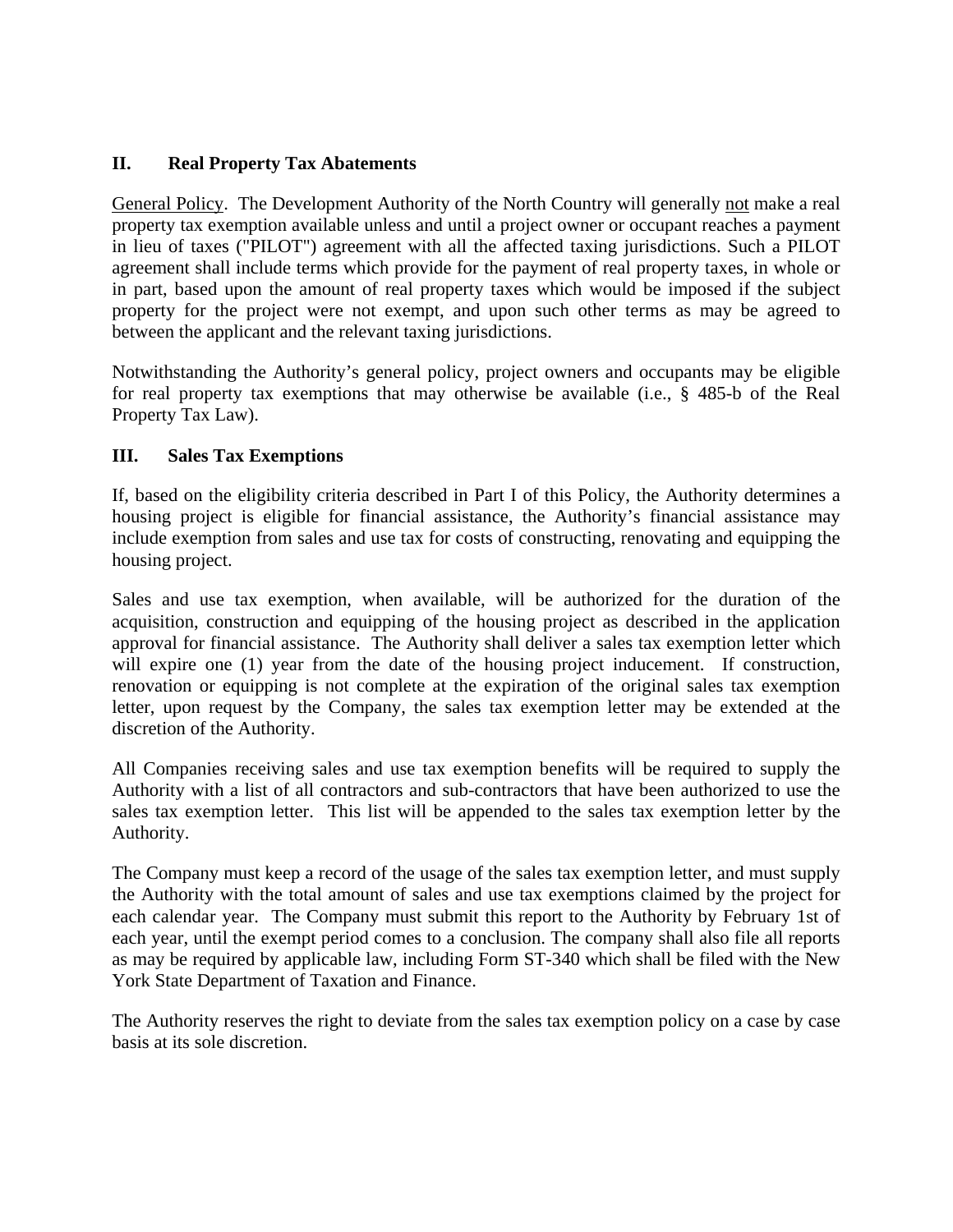## II. Real Property Tax Abatements

General Policy. The Development Authority of the North Country will generally not make a real property tax exemption available unless and until a project owner or occupant reaches a payment in lieu of taxes ("PILOT") agreement with all the affected taxing jurisdictions. Such a PILOT agreement shall include terms which provide for the payment of real property taxes, in whole or in part, based upon the amount of real property taxes which would be imposed if the subject property for the project were not exempt, and upon such other terms as may be agreed to between the applicant and the relevant taxing jurisdictions.

Notwithstanding the Authority's general policy, project owners and occupants may be eligible for real property tax exemptions that may otherwise be available (i.e., § 485-b of the Real Property Tax Law).

## III. Sales Tax Exemptions

If, based on the eligibility criteria described in Part I of this Policy, the Authority determines a housing project is eligible for financial assistance, the Authority's financial assistance may include exemption from sales and use tax for costs of constructing, renovating and equipping the housing project.

Sales and use tax exemption, when available, will be authorized for the duration of the acquisition, construction and equipping of the housing project as described in the application approval for financial assistance. The Authority shall deliver a sales tax exemption letter which will expire one (1) year from the date of the housing project inducement. If construction, renovation or equipping is not complete at the expiration of the original sales tax exemption letter, upon request by the Company, the sales tax exemption letter may be extended at the discretion of the Authority.

All Companies receiving sales and use tax exemption benefits will be required to supply the Authority with a list of all contractors and sub-contractors that have been authorized to use the sales tax exemption letter. This list will be appended to the sales tax exemption letter by the Authority.

The Company must keep a record of the usage of the sales tax exemption letter, and must supply the Authority with the total amount of sales and use tax exemptions claimed by the project for each calendar year. The Company must submit this report to the Authority by February 1st of each year, until the exempt period comes to a conclusion. The company shall also file all reports as may be required by applicable law, including Form ST-340 which shall be filed with the New York State Department of Taxation and Finance.

The Authority reserves the right to deviate from the sales tax exemption policy on a case by case basis at its sole discretion.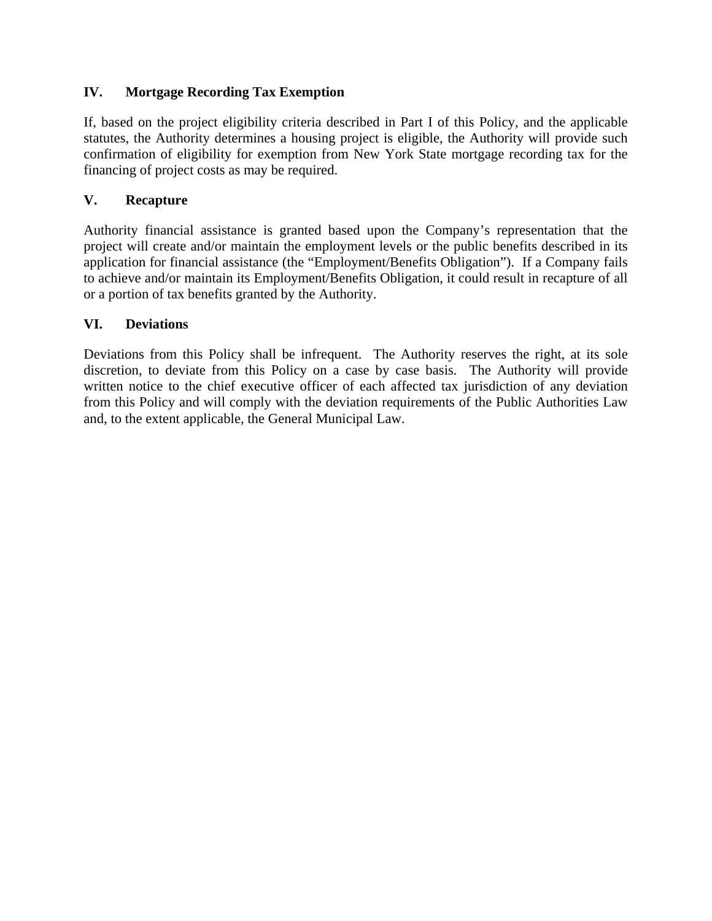## IV. Mortgage Recording Tax Exemption

If, based on the project eligibility criteria described in Part I of this Policy, and the applicable statutes, the Authority determines a housing project is eligible, the Authority will provide such confirmation of eligibility for exemption from New York State mortgage recording tax for the financing of project costs as may be required.

## V. Recapture

Authority financial assistance is granted based upon the Company's representation that the project will create and/or maintain the employment levels or the public benefits described in its application for financial assistance (the "Employment/Benefits Obligation"). If a Company fails to achieve and/or maintain its Employment/Benefits Obligation, it could result in recapture of all or a portion of tax benefits granted by the Authority.

## VI. Deviations

Deviations from this Policy shall be infrequent. The Authority reserves the right, at its sole discretion, to deviate from this Policy on a case by case basis. The Authority will provide written notice to the chief executive officer of each affected tax jurisdiction of any deviation from this Policy and will comply with the deviation requirements of the Public Authorities Law and, to the extent applicable, the General Municipal Law.